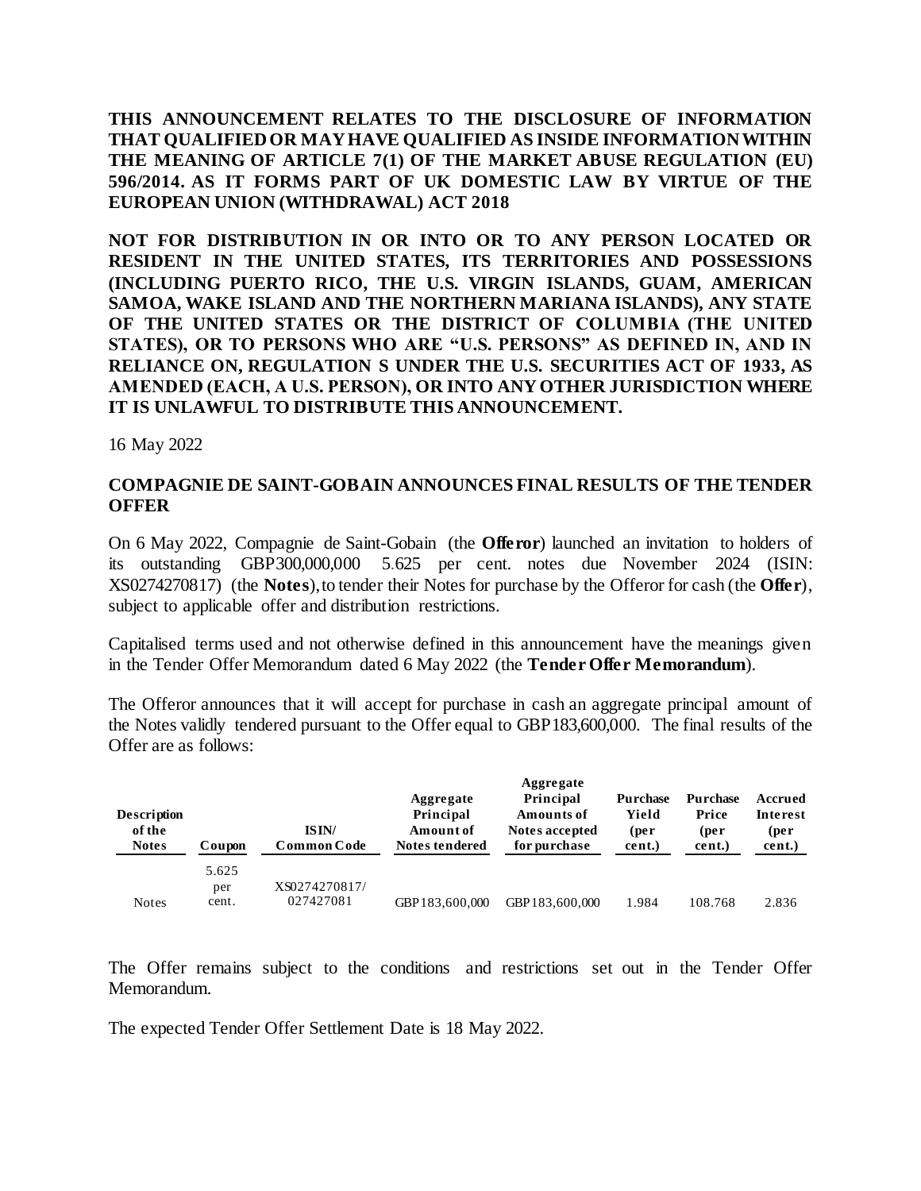**THIS ANNOUNCEMENT RELATES TO THE DISCLOSURE OF INFORMATION THAT QUALIFIED OR MAY HAVE QUALIFIED AS INSIDE INFORMATION WITHIN THE MEANING OF ARTICLE 7(1) OF THE MARKET ABUSE REGULATION (EU) 596/2014. AS IT FORMS PART OF UK DOMESTIC LAW BY VIRTUE OF THE EUROPEAN UNION (WITHDRAWAL) ACT 2018**

**NOT FOR DISTRIBUTION IN OR INTO OR TO ANY PERSON LOCATED OR RESIDENT IN THE UNITED STATES, ITS TERRITORIES AND POSSESSIONS (INCLUDING PUERTO RICO, THE U.S. VIRGIN ISLANDS, GUAM, AMERICAN SAMOA, WAKE ISLAND AND THE NORTHERN MARIANA ISLANDS), ANY STATE OF THE UNITED STATES OR THE DISTRICT OF COLUMBIA (THE UNITED STATES), OR TO PERSONS WHO ARE "U.S. PERSONS" AS DEFINED IN, AND IN RELIANCE ON, REGULATION S UNDER THE U.S. SECURITIES ACT OF 1933, AS AMENDED (EACH, A U.S. PERSON), OR INTO ANY OTHER JURISDICTION WHERE IT IS UNLAWFUL TO DISTRIBUTE THIS ANNOUNCEMENT.**

16 May 2022

**COMPAGNIE DE SAINT-GOBAIN ANNOUNCES FINAL RESULTS OF THE TENDER OFFER**

On 6 May 2022, Compagnie de Saint-Gobain (the **Offeror**) launched an invitation to holders of its outstanding GBP300,000,000 5.625 per cent. notes due November 2024 (ISIN: XS0274270817) (the **Notes**), to tender their Notes for purchase by the Offeror for cash (the **Offer**), subject to applicable offer and distribution restrictions.

Capitalised terms used and not otherwise defined in this announcement have the meanings given in the Tender Offer Memorandum dated 6 May 2022 (the **Tender Offer Memorandum**).

The Offeror announces that it will accept for purchase in cash an aggregate principal amount of the Notes validly tendered pursuant to the Offer equal to GBP183,600,000. The final results of the Offer are as follows:

| Description of the Notes | Coupon | ISIN/ Common Code | Aggregate Principal Amount of Notes tendered | Aggregate Principal Amounts of Notes accepted for purchase | Purchase Yield (per cent.) | Purchase Price (per cent.) | Accrued Interest (per cent.) |
|---|---|---|---|---|---|---|---|
| Notes | 5.625 per cent. | XS0274270817/ 027427081 | GBP183,600,000 | GBP183,600,000 | 1.984 | 108.768 | 2.836 |

The Offer remains subject to the conditions and restrictions set out in the Tender Offer Memorandum.

The expected Tender Offer Settlement Date is 18 May 2022.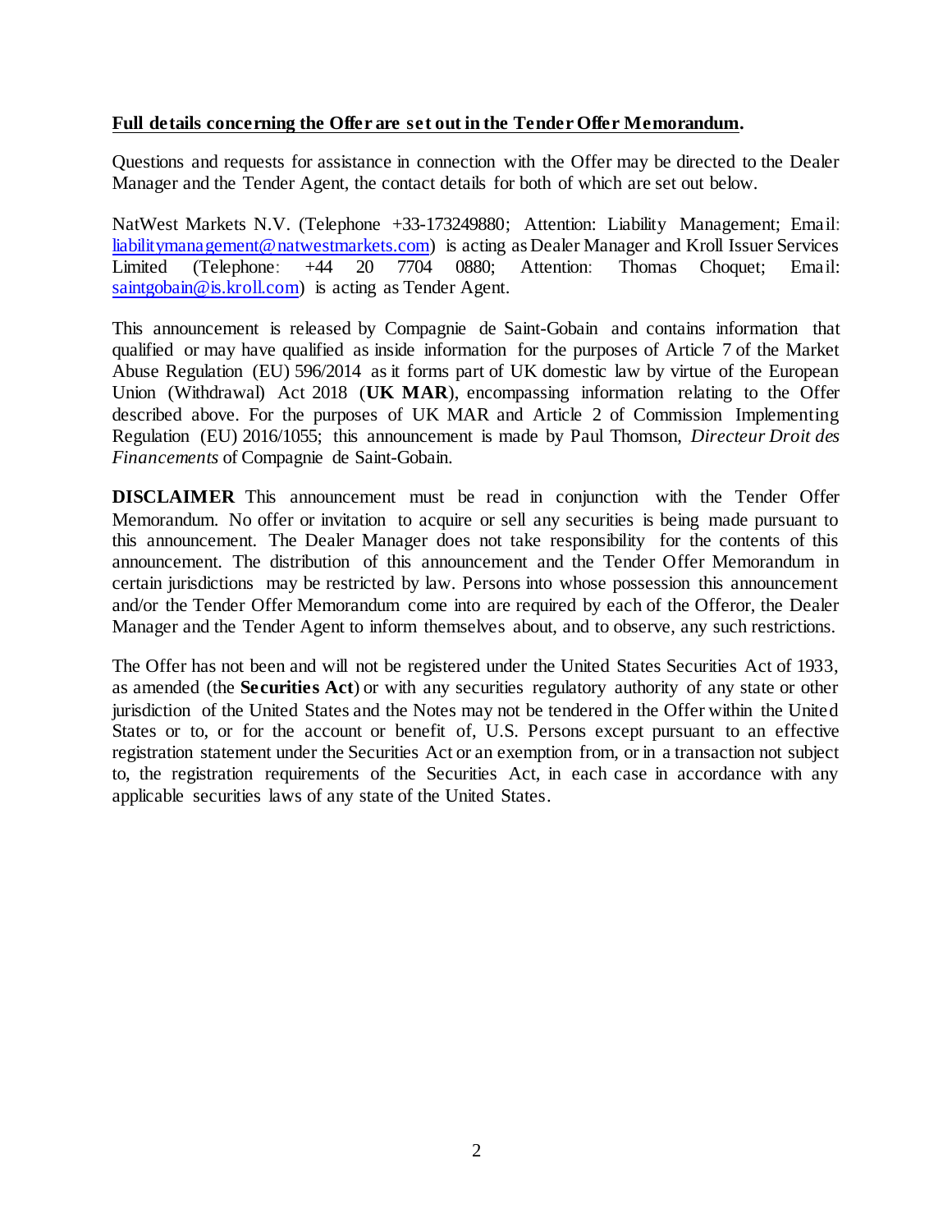**Full details concerning the Offer are set out in the Tender Offer Memorandum.**

Questions and requests for assistance in connection with the Offer may be directed to the Dealer Manager and the Tender Agent, the contact details for both of which are set out below.

NatWest Markets N.V. (Telephone +33-173249880; Attention: Liability Management; Email: liabilitymanagement@natwestmarkets.com) is acting as Dealer Manager and Kroll Issuer Services Limited (Telephone: +44 20 7704 0880; Attention: Thomas Choquet; Email: saintgobain@is.kroll.com) is acting as Tender Agent.

This announcement is released by Compagnie de Saint-Gobain and contains information that qualified or may have qualified as inside information for the purposes of Article 7 of the Market Abuse Regulation (EU) 596/2014 as it forms part of UK domestic law by virtue of the European Union (Withdrawal) Act 2018 (**UK MAR**), encompassing information relating to the Offer described above. For the purposes of UK MAR and Article 2 of Commission Implementing Regulation (EU) 2016/1055; this announcement is made by Paul Thomson, *Directeur Droit des Financements* of Compagnie de Saint-Gobain.

**DISCLAIMER** This announcement must be read in conjunction with the Tender Offer Memorandum. No offer or invitation to acquire or sell any securities is being made pursuant to this announcement. The Dealer Manager does not take responsibility for the contents of this announcement. The distribution of this announcement and the Tender Offer Memorandum in certain jurisdictions may be restricted by law. Persons into whose possession this announcement and/or the Tender Offer Memorandum come into are required by each of the Offeror, the Dealer Manager and the Tender Agent to inform themselves about, and to observe, any such restrictions.

The Offer has not been and will not be registered under the United States Securities Act of 1933, as amended (the **Securities Act**) or with any securities regulatory authority of any state or other jurisdiction of the United States and the Notes may not be tendered in the Offer within the United States or to, or for the account or benefit of, U.S. Persons except pursuant to an effective registration statement under the Securities Act or an exemption from, or in a transaction not subject to, the registration requirements of the Securities Act, in each case in accordance with any applicable securities laws of any state of the United States.